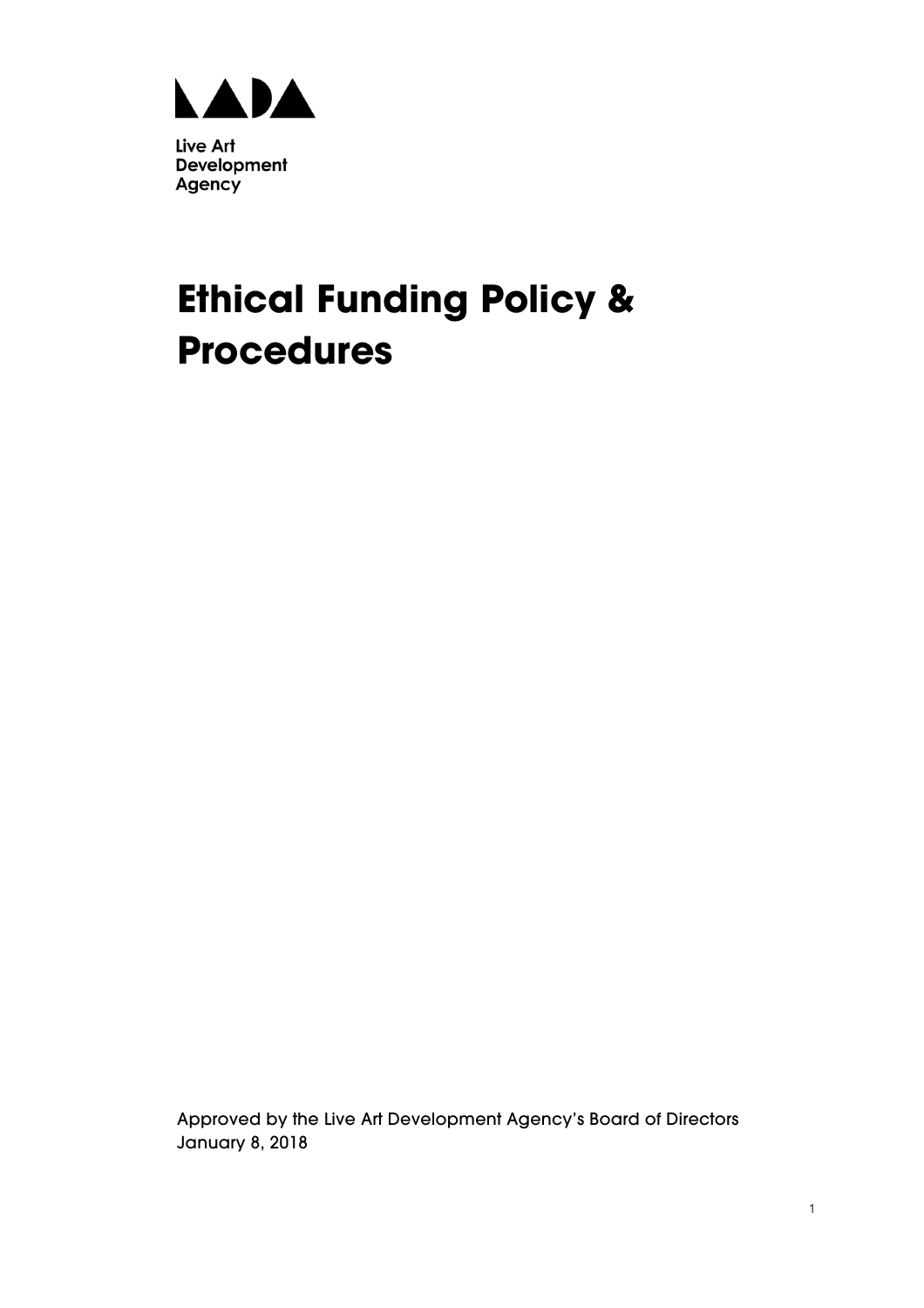Live Art
Development
Agency

# Ethical Funding Policy & Procedures

Approved by the Live Art Development Agency's Board of Directors
January 8, 2018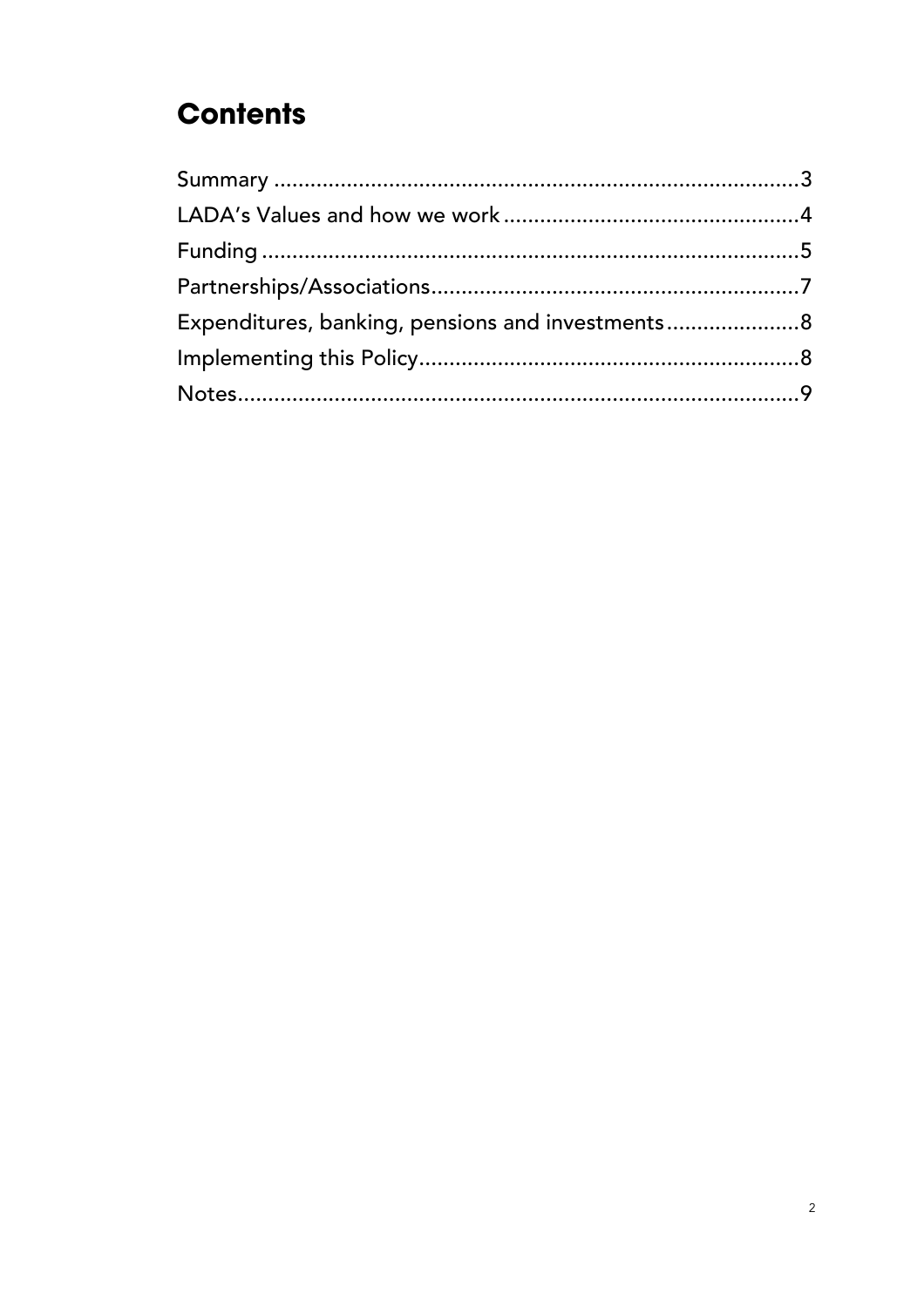# Contents

Summary ........................................................................................3
LADA's Values and how we work ..................................................4
Funding ..........................................................................................5
Partnerships/Associations..............................................................7
Expenditures, banking, pensions and investments......................8
Implementing this Policy................................................................8
Notes..............................................................................................9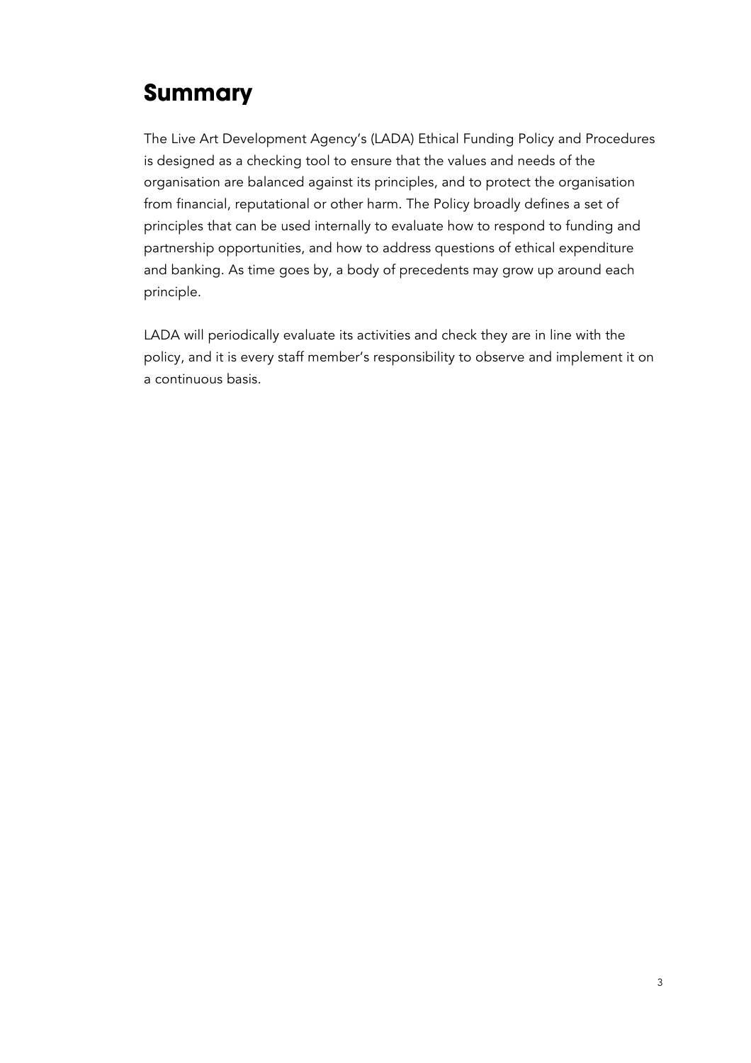# Summary

The Live Art Development Agency's (LADA) Ethical Funding Policy and Procedures is designed as a checking tool to ensure that the values and needs of the organisation are balanced against its principles, and to protect the organisation from financial, reputational or other harm. The Policy broadly defines a set of principles that can be used internally to evaluate how to respond to funding and partnership opportunities, and how to address questions of ethical expenditure and banking. As time goes by, a body of precedents may grow up around each principle.

LADA will periodically evaluate its activities and check they are in line with the policy, and it is every staff member's responsibility to observe and implement it on a continuous basis.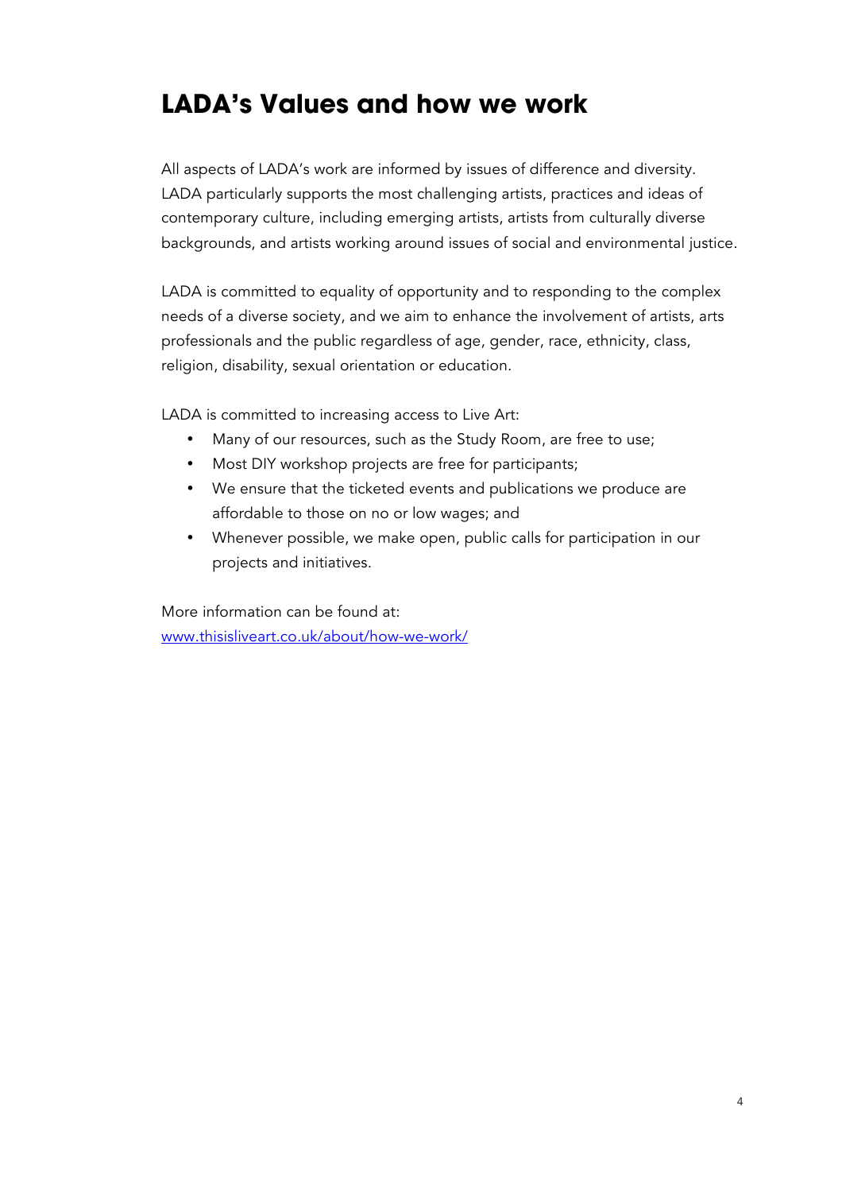## LADA's Values and how we work

All aspects of LADA's work are informed by issues of difference and diversity. LADA particularly supports the most challenging artists, practices and ideas of contemporary culture, including emerging artists, artists from culturally diverse backgrounds, and artists working around issues of social and environmental justice.

LADA is committed to equality of opportunity and to responding to the complex needs of a diverse society, and we aim to enhance the involvement of artists, arts professionals and the public regardless of age, gender, race, ethnicity, class, religion, disability, sexual orientation or education.

LADA is committed to increasing access to Live Art:

- Many of our resources, such as the Study Room, are free to use;
- Most DIY workshop projects are free for participants;
- We ensure that the ticketed events and publications we produce are affordable to those on no or low wages; and
- Whenever possible, we make open, public calls for participation in our projects and initiatives.

More information can be found at:
[www.thisisliveart.co.uk/about/how-we-work/](http://www.thisisliveart.co.uk/about/how-we-work/)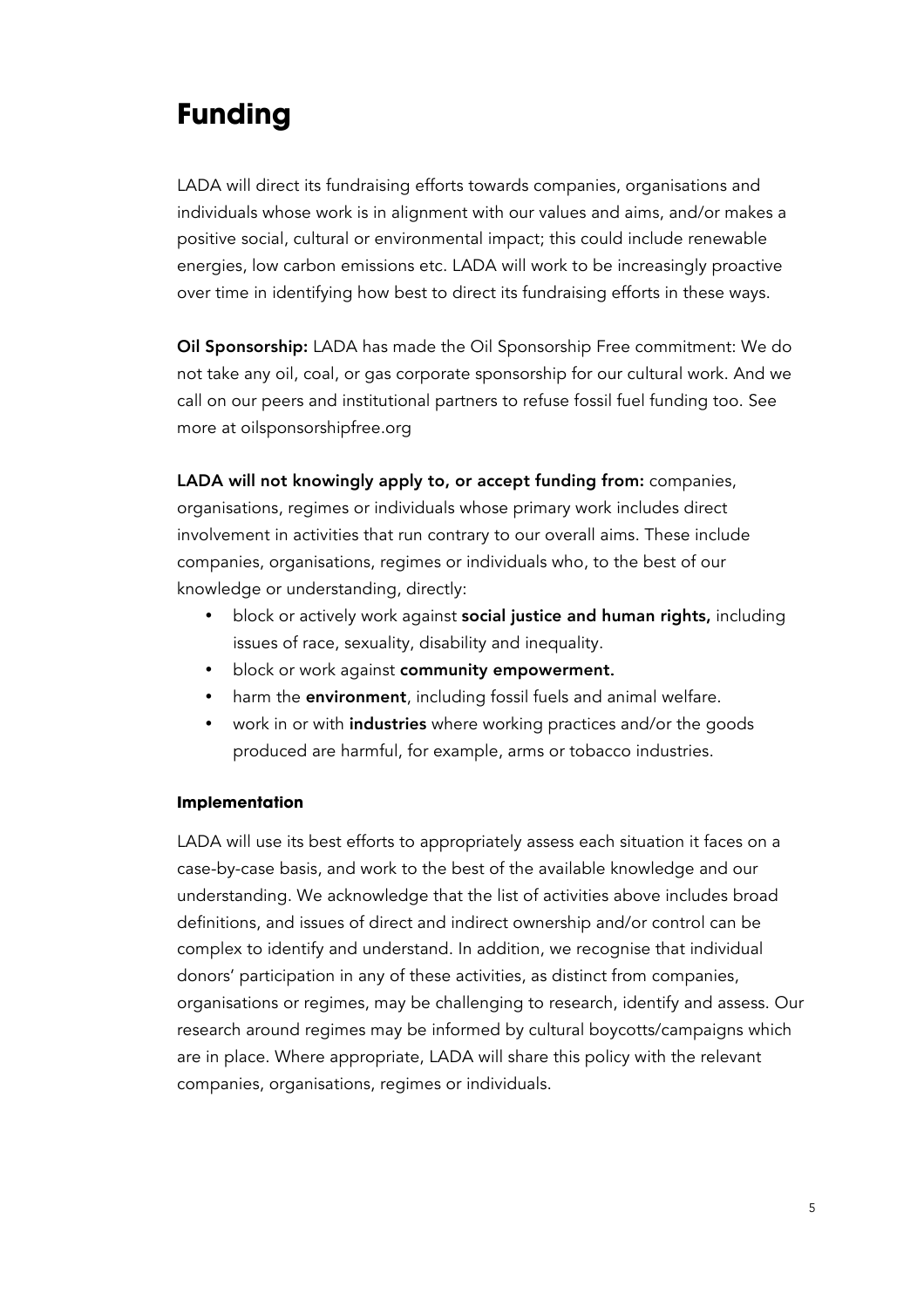# Funding

LADA will direct its fundraising efforts towards companies, organisations and individuals whose work is in alignment with our values and aims, and/or makes a positive social, cultural or environmental impact; this could include renewable energies, low carbon emissions etc. LADA will work to be increasingly proactive over time in identifying how best to direct its fundraising efforts in these ways.

**Oil Sponsorship:** LADA has made the Oil Sponsorship Free commitment: We do not take any oil, coal, or gas corporate sponsorship for our cultural work. And we call on our peers and institutional partners to refuse fossil fuel funding too. See more at oilsponsorshipfree.org

**LADA will not knowingly apply to, or accept funding from:** companies, organisations, regimes or individuals whose primary work includes direct involvement in activities that run contrary to our overall aims. These include companies, organisations, regimes or individuals who, to the best of our knowledge or understanding, directly:

- block or actively work against **social justice and human rights,** including issues of race, sexuality, disability and inequality.
- block or work against **community empowerment.**
- harm the **environment**, including fossil fuels and animal welfare.
- work in or with **industries** where working practices and/or the goods produced are harmful, for example, arms or tobacco industries.

### Implementation

LADA will use its best efforts to appropriately assess each situation it faces on a case-by-case basis, and work to the best of the available knowledge and our understanding. We acknowledge that the list of activities above includes broad definitions, and issues of direct and indirect ownership and/or control can be complex to identify and understand. In addition, we recognise that individual donors' participation in any of these activities, as distinct from companies, organisations or regimes, may be challenging to research, identify and assess. Our research around regimes may be informed by cultural boycotts/campaigns which are in place. Where appropriate, LADA will share this policy with the relevant companies, organisations, regimes or individuals.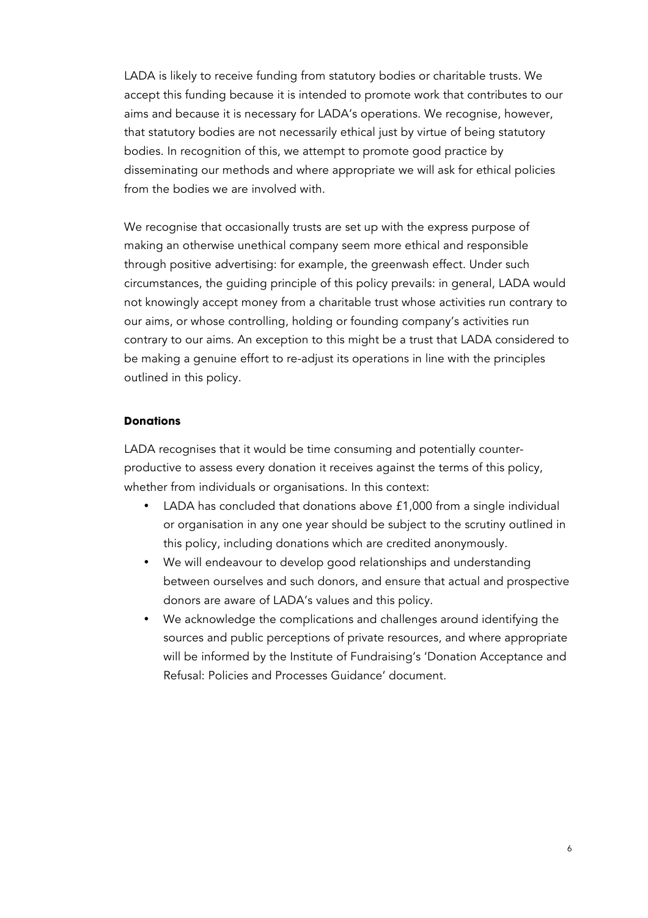LADA is likely to receive funding from statutory bodies or charitable trusts. We accept this funding because it is intended to promote work that contributes to our aims and because it is necessary for LADA's operations. We recognise, however, that statutory bodies are not necessarily ethical just by virtue of being statutory bodies. In recognition of this, we attempt to promote good practice by disseminating our methods and where appropriate we will ask for ethical policies from the bodies we are involved with.

We recognise that occasionally trusts are set up with the express purpose of making an otherwise unethical company seem more ethical and responsible through positive advertising: for example, the greenwash effect. Under such circumstances, the guiding principle of this policy prevails: in general, LADA would not knowingly accept money from a charitable trust whose activities run contrary to our aims, or whose controlling, holding or founding company's activities run contrary to our aims. An exception to this might be a trust that LADA considered to be making a genuine effort to re-adjust its operations in line with the principles outlined in this policy.

### Donations

LADA recognises that it would be time consuming and potentially counter-productive to assess every donation it receives against the terms of this policy, whether from individuals or organisations. In this context:

- LADA has concluded that donations above £1,000 from a single individual or organisation in any one year should be subject to the scrutiny outlined in this policy, including donations which are credited anonymously.
- We will endeavour to develop good relationships and understanding between ourselves and such donors, and ensure that actual and prospective donors are aware of LADA's values and this policy.
- We acknowledge the complications and challenges around identifying the sources and public perceptions of private resources, and where appropriate will be informed by the Institute of Fundraising's 'Donation Acceptance and Refusal: Policies and Processes Guidance' document.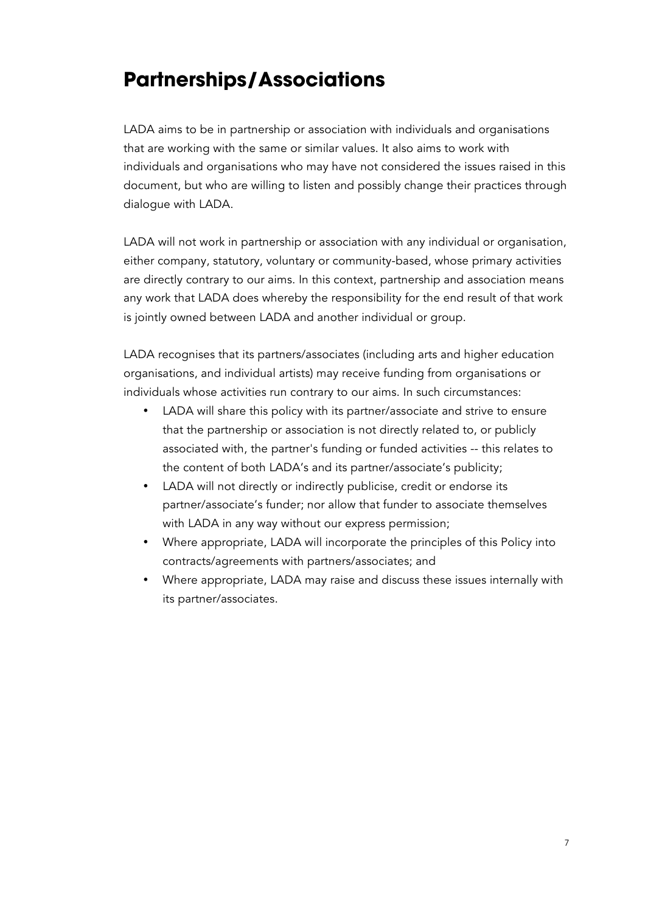## Partnerships/Associations

LADA aims to be in partnership or association with individuals and organisations that are working with the same or similar values. It also aims to work with individuals and organisations who may have not considered the issues raised in this document, but who are willing to listen and possibly change their practices through dialogue with LADA.

LADA will not work in partnership or association with any individual or organisation, either company, statutory, voluntary or community-based, whose primary activities are directly contrary to our aims. In this context, partnership and association means any work that LADA does whereby the responsibility for the end result of that work is jointly owned between LADA and another individual or group.

LADA recognises that its partners/associates (including arts and higher education organisations, and individual artists) may receive funding from organisations or individuals whose activities run contrary to our aims. In such circumstances:

- LADA will share this policy with its partner/associate and strive to ensure that the partnership or association is not directly related to, or publicly associated with, the partner's funding or funded activities -- this relates to the content of both LADA's and its partner/associate's publicity;
- LADA will not directly or indirectly publicise, credit or endorse its partner/associate's funder; nor allow that funder to associate themselves with LADA in any way without our express permission;
- Where appropriate, LADA will incorporate the principles of this Policy into contracts/agreements with partners/associates; and
- Where appropriate, LADA may raise and discuss these issues internally with its partner/associates.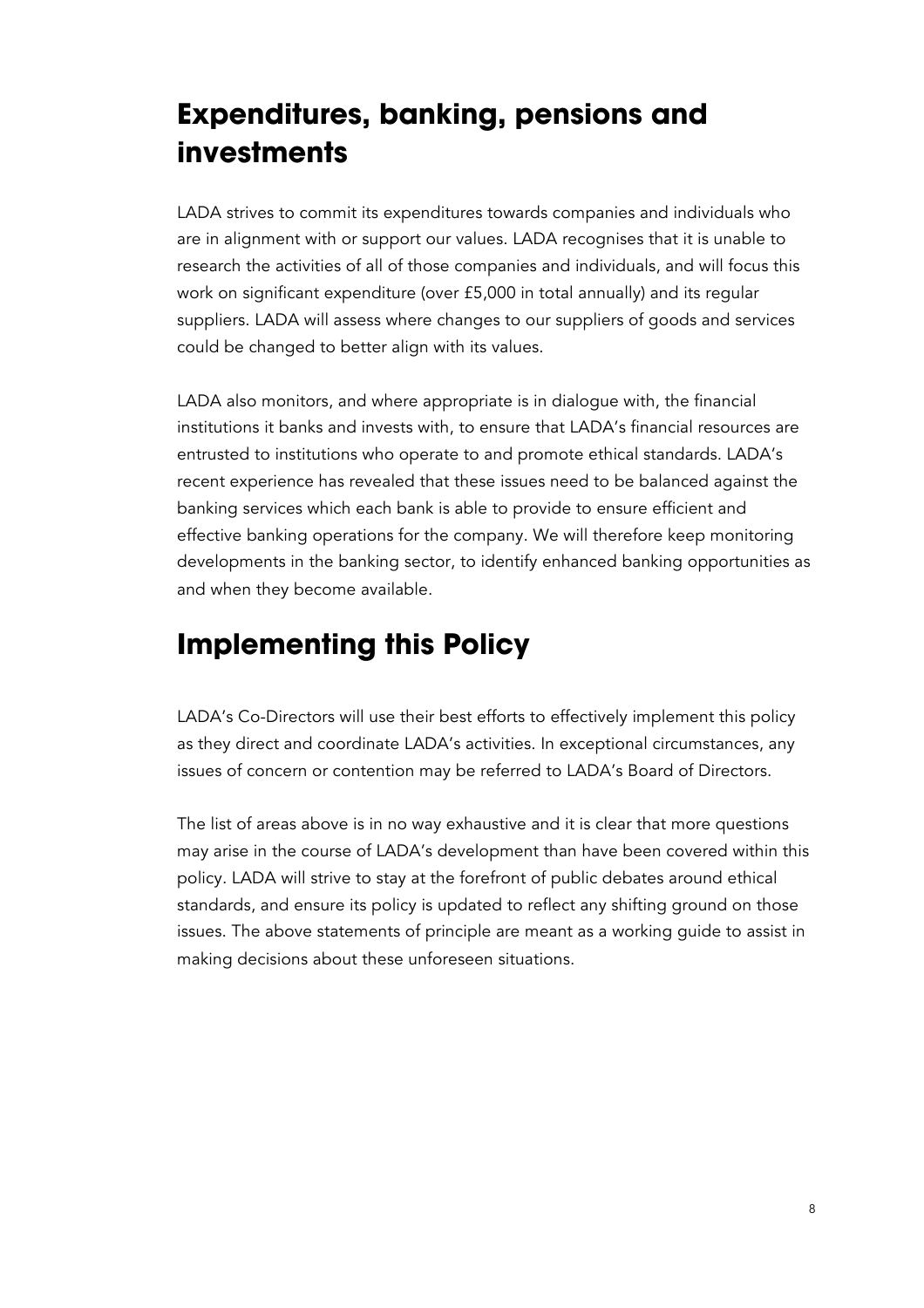## Expenditures, banking, pensions and investments

LADA strives to commit its expenditures towards companies and individuals who are in alignment with or support our values. LADA recognises that it is unable to research the activities of all of those companies and individuals, and will focus this work on significant expenditure (over £5,000 in total annually) and its regular suppliers. LADA will assess where changes to our suppliers of goods and services could be changed to better align with its values.

LADA also monitors, and where appropriate is in dialogue with, the financial institutions it banks and invests with, to ensure that LADA's financial resources are entrusted to institutions who operate to and promote ethical standards. LADA's recent experience has revealed that these issues need to be balanced against the banking services which each bank is able to provide to ensure efficient and effective banking operations for the company. We will therefore keep monitoring developments in the banking sector, to identify enhanced banking opportunities as and when they become available.

## Implementing this Policy

LADA's Co-Directors will use their best efforts to effectively implement this policy as they direct and coordinate LADA's activities. In exceptional circumstances, any issues of concern or contention may be referred to LADA's Board of Directors.

The list of areas above is in no way exhaustive and it is clear that more questions may arise in the course of LADA's development than have been covered within this policy. LADA will strive to stay at the forefront of public debates around ethical standards, and ensure its policy is updated to reflect any shifting ground on those issues. The above statements of principle are meant as a working guide to assist in making decisions about these unforeseen situations.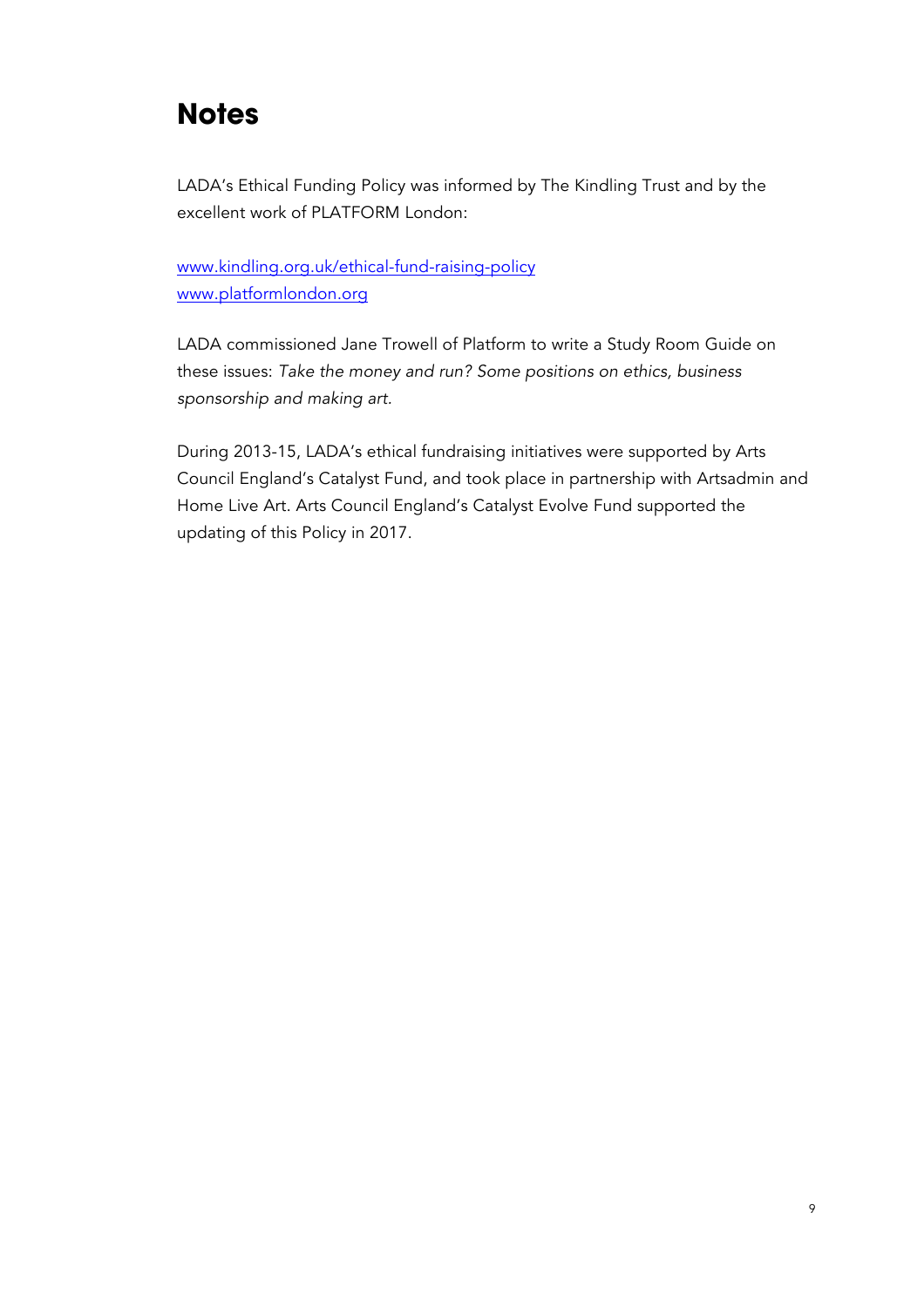# Notes

LADA's Ethical Funding Policy was informed by The Kindling Trust and by the excellent work of PLATFORM London:

[www.kindling.org.uk/ethical-fund-raising-policy](www.kindling.org.uk/ethical-fund-raising-policy)
[www.platformlondon.org](www.platformlondon.org)

LADA commissioned Jane Trowell of Platform to write a Study Room Guide on these issues: *Take the money and run? Some positions on ethics, business sponsorship and making art.*

During 2013-15, LADA's ethical fundraising initiatives were supported by Arts Council England's Catalyst Fund, and took place in partnership with Artsadmin and Home Live Art. Arts Council England's Catalyst Evolve Fund supported the updating of this Policy in 2017.